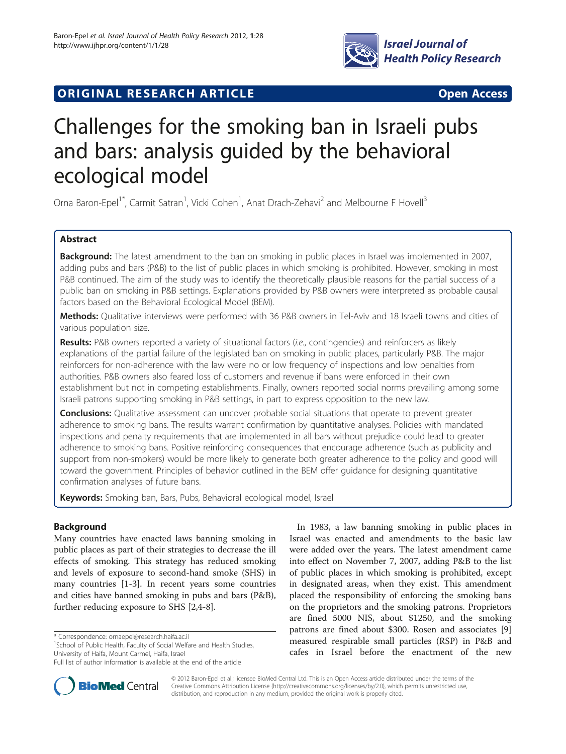**ORIGINAL RESEARCH ARTICLE** **Open Access**

# Challenges for the smoking ban in Israeli pubs and bars: analysis guided by the behavioral ecological model

Orna Baron-Epel[1*], Carmit Satran[1], Vicki Cohen[1], Anat Drach-Zehavi[2] and Melbourne F Hovell[3]

## Abstract

**Background:** The latest amendment to the ban on smoking in public places in Israel was implemented in 2007, adding pubs and bars (P&B) to the list of public places in which smoking is prohibited. However, smoking in most P&B continued. The aim of the study was to identify the theoretically plausible reasons for the partial success of a public ban on smoking in P&B settings. Explanations provided by P&B owners were interpreted as probable causal factors based on the Behavioral Ecological Model (BEM).

**Methods:** Qualitative interviews were performed with 36 P&B owners in Tel-Aviv and 18 Israeli towns and cities of various population size.

**Results:** P&B owners reported a variety of situational factors (*i.e.*, contingencies) and reinforcers as likely explanations of the partial failure of the legislated ban on smoking in public places, particularly P&B. The major reinforcers for non-adherence with the law were no or low frequency of inspections and low penalties from authorities. P&B owners also feared loss of customers and revenue if bans were enforced in their own establishment but not in competing establishments. Finally, owners reported social norms prevailing among some Israeli patrons supporting smoking in P&B settings, in part to express opposition to the new law.

**Conclusions:** Qualitative assessment can uncover probable social situations that operate to prevent greater adherence to smoking bans. The results warrant confirmation by quantitative analyses. Policies with mandated inspections and penalty requirements that are implemented in all bars without prejudice could lead to greater adherence to smoking bans. Positive reinforcing consequences that encourage adherence (such as publicity and support from non-smokers) would be more likely to generate both greater adherence to the policy and good will toward the government. Principles of behavior outlined in the BEM offer guidance for designing quantitative confirmation analyses of future bans.

**Keywords:** Smoking ban, Bars, Pubs, Behavioral ecological model, Israel

## Background

Many countries have enacted laws banning smoking in public places as part of their strategies to decrease the ill effects of smoking. This strategy has reduced smoking and levels of exposure to second-hand smoke (SHS) in many countries [1-3]. In recent years some countries and cities have banned smoking in pubs and bars (P&B), further reducing exposure to SHS [2,4-8].

In 1983, a law banning smoking in public places in Israel was enacted and amendments to the basic law were added over the years. The latest amendment came into effect on November 7, 2007, adding P&B to the list of public places in which smoking is prohibited, except in designated areas, when they exist. This amendment placed the responsibility of enforcing the smoking bans on the proprietors and the smoking patrons. Proprietors are fined 5000 NIS, about $1250, and the smoking patrons are fined about $300. Rosen and associates [9] measured respirable small particles (RSP) in P&B and cafes in Israel before the enactment of the new

\* Correspondence: ornaepel@research.haifa.ac.il
[1]School of Public Health, Faculty of Social Welfare and Health Studies, University of Haifa, Mount Carmel, Haifa, Israel
Full list of author information is available at the end of the article

© 2012 Baron-Epel et al.; licensee BioMed Central Ltd. This is an Open Access article distributed under the terms of the Creative Commons Attribution License (http://creativecommons.org/licenses/by/2.0), which permits unrestricted use, distribution, and reproduction in any medium, provided the original work is properly cited.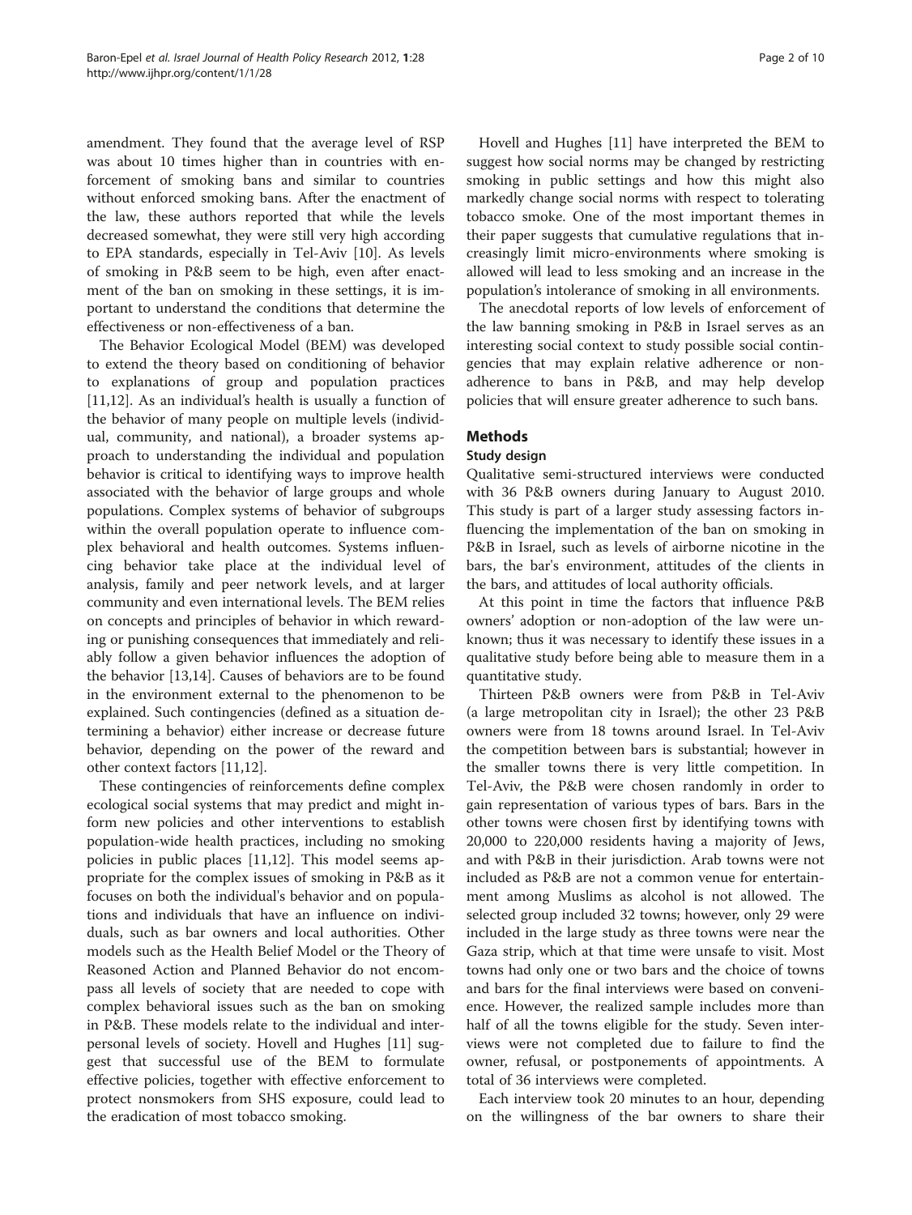amendment. They found that the average level of RSP was about 10 times higher than in countries with enforcement of smoking bans and similar to countries without enforced smoking bans. After the enactment of the law, these authors reported that while the levels decreased somewhat, they were still very high according to EPA standards, especially in Tel-Aviv [10]. As levels of smoking in P&B seem to be high, even after enactment of the ban on smoking in these settings, it is important to understand the conditions that determine the effectiveness or non-effectiveness of a ban.

The Behavior Ecological Model (BEM) was developed to extend the theory based on conditioning of behavior to explanations of group and population practices [11,12]. As an individual's health is usually a function of the behavior of many people on multiple levels (individual, community, and national), a broader systems approach to understanding the individual and population behavior is critical to identifying ways to improve health associated with the behavior of large groups and whole populations. Complex systems of behavior of subgroups within the overall population operate to influence complex behavioral and health outcomes. Systems influencing behavior take place at the individual level of analysis, family and peer network levels, and at larger community and even international levels. The BEM relies on concepts and principles of behavior in which rewarding or punishing consequences that immediately and reliably follow a given behavior influences the adoption of the behavior [13,14]. Causes of behaviors are to be found in the environment external to the phenomenon to be explained. Such contingencies (defined as a situation determining a behavior) either increase or decrease future behavior, depending on the power of the reward and other context factors [11,12].

These contingencies of reinforcements define complex ecological social systems that may predict and might inform new policies and other interventions to establish population-wide health practices, including no smoking policies in public places [11,12]. This model seems appropriate for the complex issues of smoking in P&B as it focuses on both the individual's behavior and on populations and individuals that have an influence on individuals, such as bar owners and local authorities. Other models such as the Health Belief Model or the Theory of Reasoned Action and Planned Behavior do not encompass all levels of society that are needed to cope with complex behavioral issues such as the ban on smoking in P&B. These models relate to the individual and interpersonal levels of society. Hovell and Hughes [11] suggest that successful use of the BEM to formulate effective policies, together with effective enforcement to protect nonsmokers from SHS exposure, could lead to the eradication of most tobacco smoking.

Hovell and Hughes [11] have interpreted the BEM to suggest how social norms may be changed by restricting smoking in public settings and how this might also markedly change social norms with respect to tolerating tobacco smoke. One of the most important themes in their paper suggests that cumulative regulations that increasingly limit micro-environments where smoking is allowed will lead to less smoking and an increase in the population's intolerance of smoking in all environments.

The anecdotal reports of low levels of enforcement of the law banning smoking in P&B in Israel serves as an interesting social context to study possible social contingencies that may explain relative adherence or non-adherence to bans in P&B, and may help develop policies that will ensure greater adherence to such bans.

## Methods

### Study design

Qualitative semi-structured interviews were conducted with 36 P&B owners during January to August 2010. This study is part of a larger study assessing factors influencing the implementation of the ban on smoking in P&B in Israel, such as levels of airborne nicotine in the bars, the bar's environment, attitudes of the clients in the bars, and attitudes of local authority officials.

At this point in time the factors that influence P&B owners' adoption or non-adoption of the law were unknown; thus it was necessary to identify these issues in a qualitative study before being able to measure them in a quantitative study.

Thirteen P&B owners were from P&B in Tel-Aviv (a large metropolitan city in Israel); the other 23 P&B owners were from 18 towns around Israel. In Tel-Aviv the competition between bars is substantial; however in the smaller towns there is very little competition. In Tel-Aviv, the P&B were chosen randomly in order to gain representation of various types of bars. Bars in the other towns were chosen first by identifying towns with 20,000 to 220,000 residents having a majority of Jews, and with P&B in their jurisdiction. Arab towns were not included as P&B are not a common venue for entertainment among Muslims as alcohol is not allowed. The selected group included 32 towns; however, only 29 were included in the large study as three towns were near the Gaza strip, which at that time were unsafe to visit. Most towns had only one or two bars and the choice of towns and bars for the final interviews were based on convenience. However, the realized sample includes more than half of all the towns eligible for the study. Seven interviews were not completed due to failure to find the owner, refusal, or postponements of appointments. A total of 36 interviews were completed.

Each interview took 20 minutes to an hour, depending on the willingness of the bar owners to share their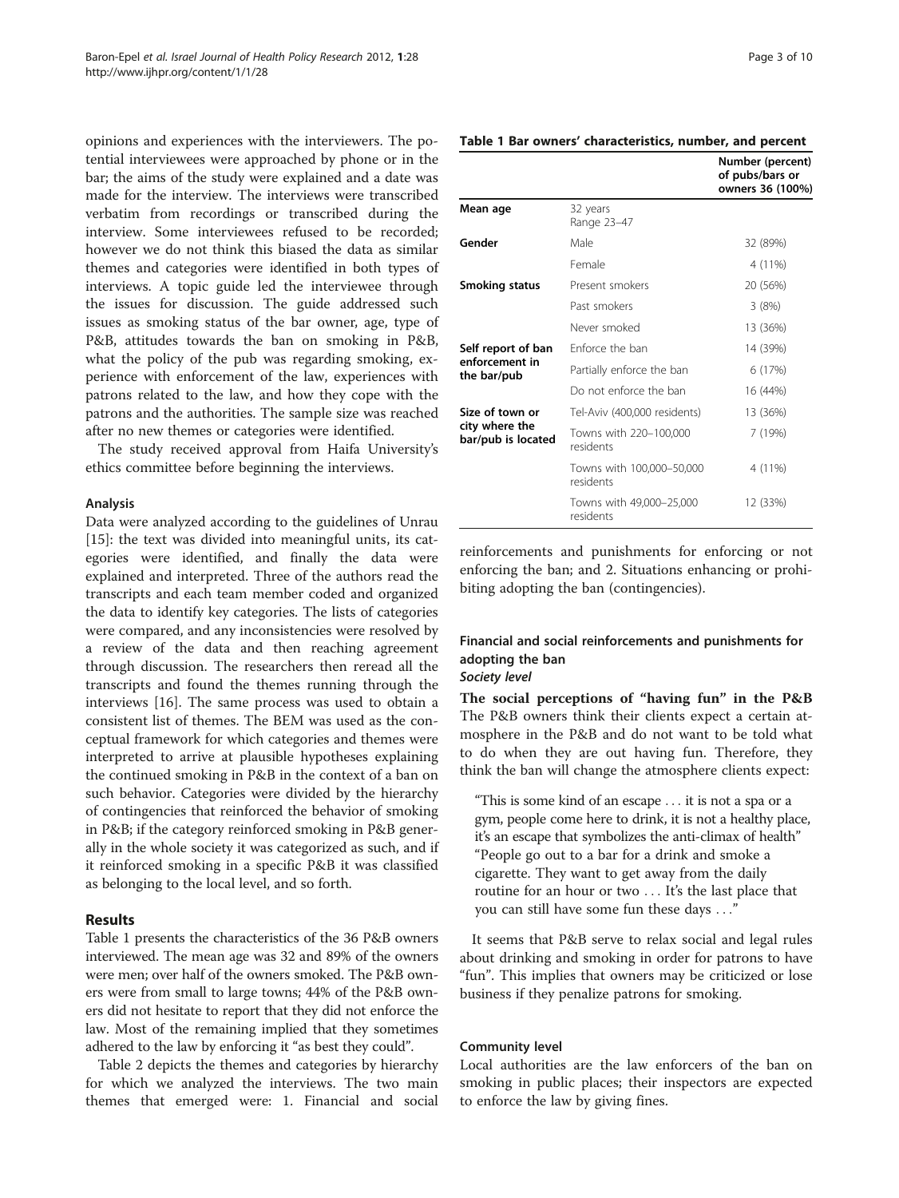opinions and experiences with the interviewers. The potential interviewees were approached by phone or in the bar; the aims of the study were explained and a date was made for the interview. The interviews were transcribed verbatim from recordings or transcribed during the interview. Some interviewees refused to be recorded; however we do not think this biased the data as similar themes and categories were identified in both types of interviews. A topic guide led the interviewee through the issues for discussion. The guide addressed such issues as smoking status of the bar owner, age, type of P&B, attitudes towards the ban on smoking in P&B, what the policy of the pub was regarding smoking, experience with enforcement of the law, experiences with patrons related to the law, and how they cope with the patrons and the authorities. The sample size was reached after no new themes or categories were identified.

The study received approval from Haifa University's ethics committee before beginning the interviews.

### Analysis

Data were analyzed according to the guidelines of Unrau [15]: the text was divided into meaningful units, its categories were identified, and finally the data were explained and interpreted. Three of the authors read the transcripts and each team member coded and organized the data to identify key categories. The lists of categories were compared, and any inconsistencies were resolved by a review of the data and then reaching agreement through discussion. The researchers then reread all the transcripts and found the themes running through the interviews [16]. The same process was used to obtain a consistent list of themes. The BEM was used as the conceptual framework for which categories and themes were interpreted to arrive at plausible hypotheses explaining the continued smoking in P&B in the context of a ban on such behavior. Categories were divided by the hierarchy of contingencies that reinforced the behavior of smoking in P&B; if the category reinforced smoking in P&B generally in the whole society it was categorized as such, and if it reinforced smoking in a specific P&B it was classified as belonging to the local level, and so forth.

## Results

Table 1 presents the characteristics of the 36 P&B owners interviewed. The mean age was 32 and 89% of the owners were men; over half of the owners smoked. The P&B owners were from small to large towns; 44% of the P&B owners did not hesitate to report that they did not enforce the law. Most of the remaining implied that they sometimes adhered to the law by enforcing it "as best they could".

Table 2 depicts the themes and categories by hierarchy for which we analyzed the interviews. The two main themes that emerged were: 1. Financial and social reinforcements and punishments for enforcing or not enforcing the ban; and 2. Situations enhancing or prohibiting adopting the ban (contingencies).

**Table 1 Bar owners' characteristics, number, and percent**

| | | Number (percent) of pubs/bars or owners 36 (100%) |
|---|---|---|
| **Mean age** | 32 years Range 23–47 | |
| **Gender** | Male | 32 (89%) |
| | Female | 4 (11%) |
| **Smoking status** | Present smokers | 20 (56%) |
| | Past smokers | 3 (8%) |
| | Never smoked | 13 (36%) |
| **Self report of ban enforcement in the bar/pub** | Enforce the ban | 14 (39%) |
| | Partially enforce the ban | 6 (17%) |
| | Do not enforce the ban | 16 (44%) |
| **Size of town or city where the bar/pub is located** | Tel-Aviv (400,000 residents) | 13 (36%) |
| | Towns with 220–100,000 residents | 7 (19%) |
| | Towns with 100,000–50,000 residents | 4 (11%) |
| | Towns with 49,000–25,000 residents | 12 (33%) |

### Financial and social reinforcements and punishments for adopting the ban

#### *Society level*

**The social perceptions of "having fun" in the P&B**

The P&B owners think their clients expect a certain atmosphere in the P&B and do not want to be told what to do when they are out having fun. Therefore, they think the ban will change the atmosphere clients expect:

> "This is some kind of an escape . . . it is not a spa or a gym, people come here to drink, it is not a healthy place, it's an escape that symbolizes the anti-climax of health"
> "People go out to a bar for a drink and smoke a cigarette. They want to get away from the daily routine for an hour or two . . . It's the last place that you can still have some fun these days . . ."

It seems that P&B serve to relax social and legal rules about drinking and smoking in order for patrons to have "fun". This implies that owners may be criticized or lose business if they penalize patrons for smoking.

#### Community level

Local authorities are the law enforcers of the ban on smoking in public places; their inspectors are expected to enforce the law by giving fines.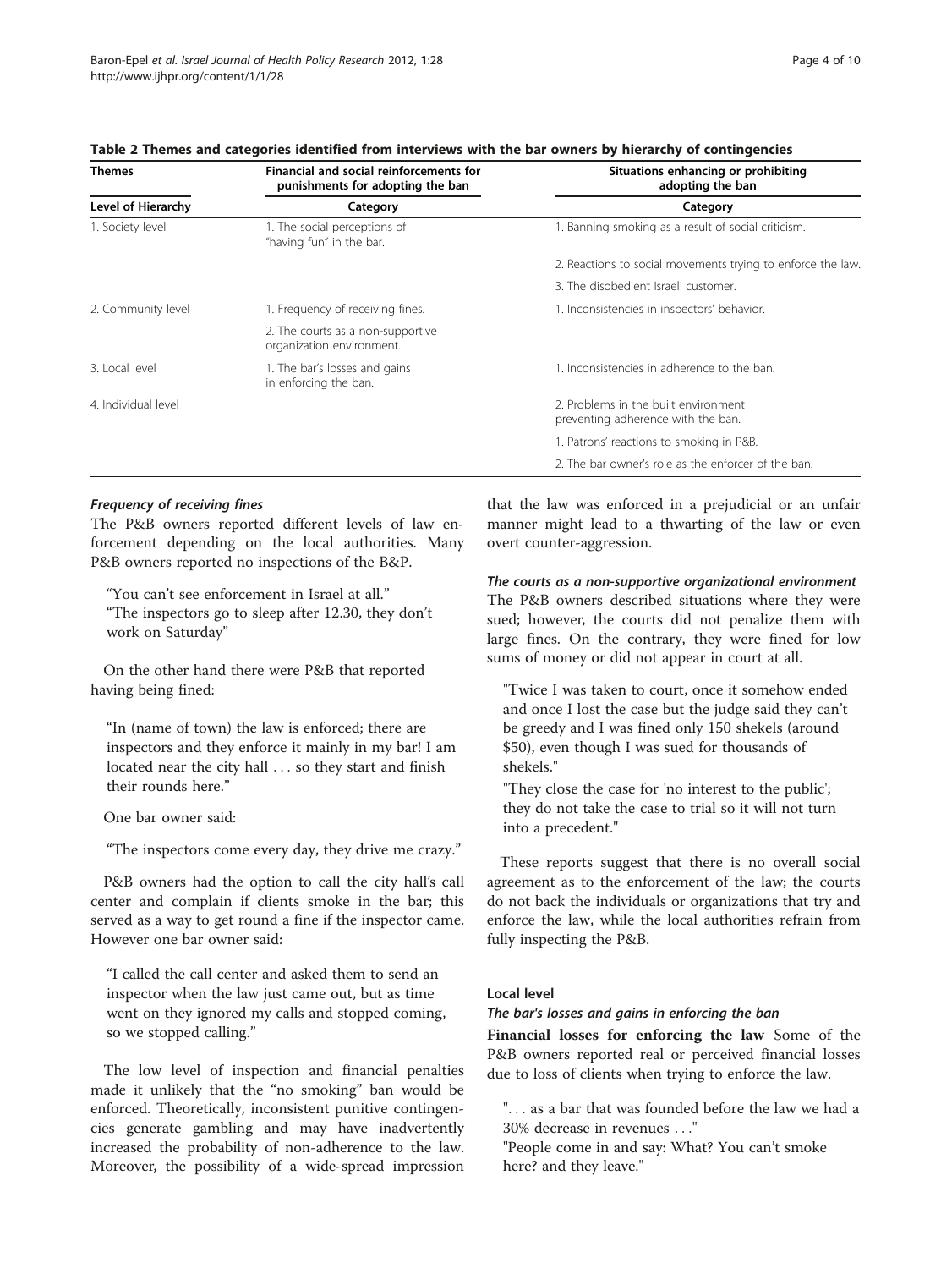**Table 2 Themes and categories identified from interviews with the bar owners by hierarchy of contingencies**

| Themes | Financial and social reinforcements for punishments for adopting the ban | Situations enhancing or prohibiting adopting the ban |
|---|---|---|
| Level of Hierarchy | Category | Category |
| 1. Society level | 1. The social perceptions of "having fun" in the bar. | 1. Banning smoking as a result of social criticism. |
| | | 2. Reactions to social movements trying to enforce the law. |
| | | 3. The disobedient Israeli customer. |
| 2. Community level | 1. Frequency of receiving fines. | 1. Inconsistencies in inspectors' behavior. |
| | 2. The courts as a non-supportive organization environment. | |
| 3. Local level | 1. The bar's losses and gains in enforcing the ban. | 1. Inconsistencies in adherence to the ban. |
| 4. Individual level | | 2. Problems in the built environment preventing adherence with the ban. |
| | | 1. Patrons' reactions to smoking in P&B. |
| | | 2. The bar owner's role as the enforcer of the ban. |

#### *Frequency of receiving fines*

The P&B owners reported different levels of law enforcement depending on the local authorities. Many P&B owners reported no inspections of the B&P.

> "You can't see enforcement in Israel at all."
> "The inspectors go to sleep after 12.30, they don't work on Saturday"

On the other hand there were P&B that reported having being fined:

> "In (name of town) the law is enforced; there are inspectors and they enforce it mainly in my bar! I am located near the city hall . . . so they start and finish their rounds here."

One bar owner said:

> "The inspectors come every day, they drive me crazy."

P&B owners had the option to call the city hall's call center and complain if clients smoke in the bar; this served as a way to get round a fine if the inspector came. However one bar owner said:

> "I called the call center and asked them to send an inspector when the law just came out, but as time went on they ignored my calls and stopped coming, so we stopped calling."

The low level of inspection and financial penalties made it unlikely that the "no smoking" ban would be enforced. Theoretically, inconsistent punitive contingencies generate gambling and may have inadvertently increased the probability of non-adherence to the law. Moreover, the possibility of a wide-spread impression that the law was enforced in a prejudicial or an unfair manner might lead to a thwarting of the law or even overt counter-aggression.

#### *The courts as a non-supportive organizational environment*

The P&B owners described situations where they were sued; however, the courts did not penalize them with large fines. On the contrary, they were fined for low sums of money or did not appear in court at all.

> "Twice I was taken to court, once it somehow ended and once I lost the case but the judge said they can't be greedy and I was fined only 150 shekels (around $50), even though I was sued for thousands of shekels."
> "They close the case for 'no interest to the public'; they do not take the case to trial so it will not turn into a precedent."

These reports suggest that there is no overall social agreement as to the enforcement of the law; the courts do not back the individuals or organizations that try and enforce the law, while the local authorities refrain from fully inspecting the P&B.

### Local level

#### *The bar's losses and gains in enforcing the ban*

**Financial losses for enforcing the law** Some of the P&B owners reported real or perceived financial losses due to loss of clients when trying to enforce the law.

> ". . . as a bar that was founded before the law we had a 30% decrease in revenues . . ."
> "People come in and say: What? You can't smoke here? and they leave."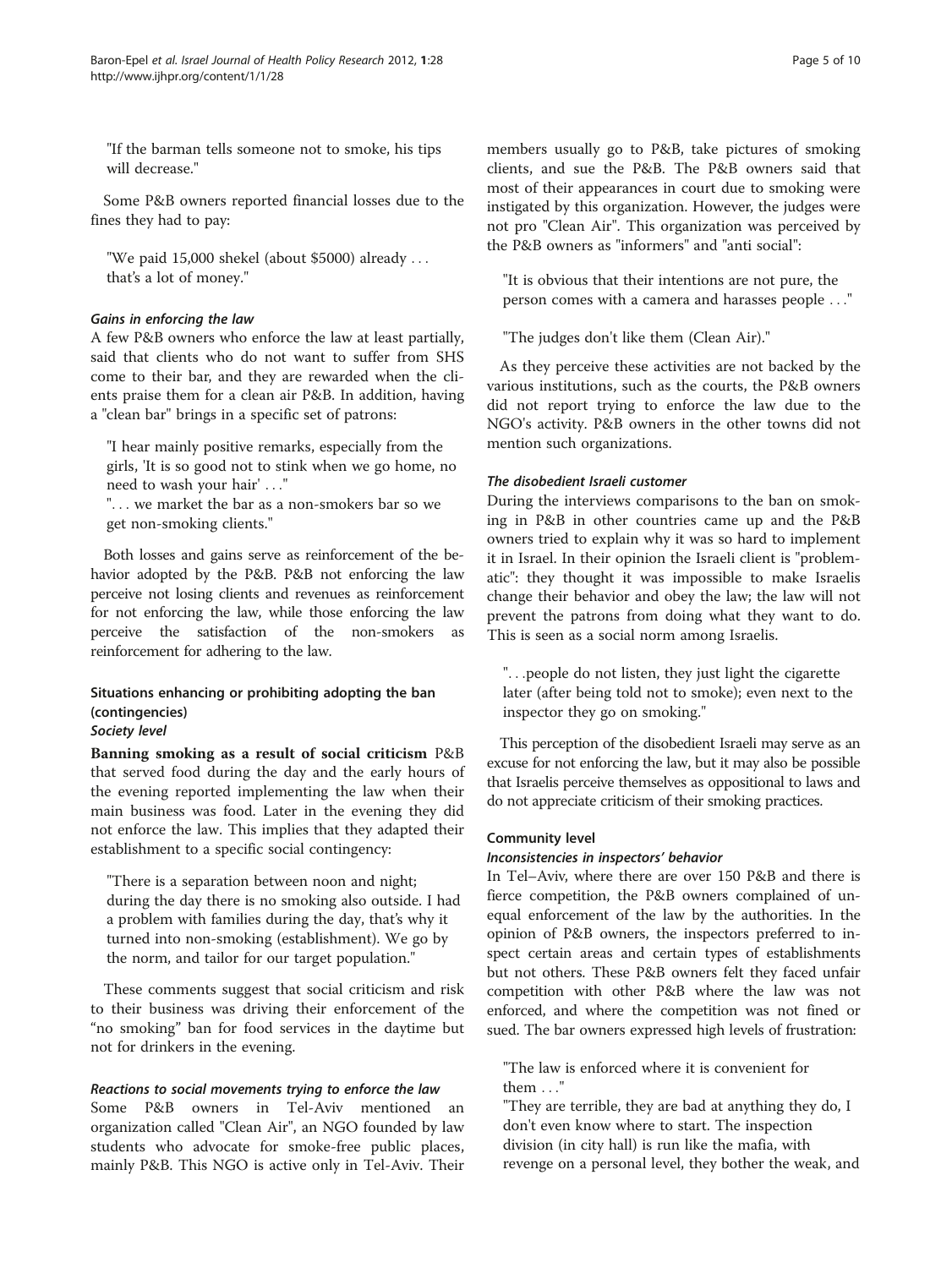"If the barman tells someone not to smoke, his tips will decrease."

Some P&B owners reported financial losses due to the fines they had to pay:

"We paid 15,000 shekel (about $5000) already . . . that's a lot of money."

#### *Gains in enforcing the law*

A few P&B owners who enforce the law at least partially, said that clients who do not want to suffer from SHS come to their bar, and they are rewarded when the clients praise them for a clean air P&B. In addition, having a "clean bar" brings in a specific set of patrons:

"I hear mainly positive remarks, especially from the girls, 'It is so good not to stink when we go home, no need to wash your hair' . . ."
". . . we market the bar as a non-smokers bar so we get non-smoking clients."

Both losses and gains serve as reinforcement of the behavior adopted by the P&B. P&B not enforcing the law perceive not losing clients and revenues as reinforcement for not enforcing the law, while those enforcing the law perceive the satisfaction of the non-smokers as reinforcement for adhering to the law.

### Situations enhancing or prohibiting adopting the ban (contingencies)

#### *Society level*

**Banning smoking as a result of social criticism** P&B that served food during the day and the early hours of the evening reported implementing the law when their main business was food. Later in the evening they did not enforce the law. This implies that they adapted their establishment to a specific social contingency:

"There is a separation between noon and night; during the day there is no smoking also outside. I had a problem with families during the day, that's why it turned into non-smoking (establishment). We go by the norm, and tailor for our target population."

These comments suggest that social criticism and risk to their business was driving their enforcement of the "no smoking" ban for food services in the daytime but not for drinkers in the evening.

#### *Reactions to social movements trying to enforce the law*

Some P&B owners in Tel-Aviv mentioned an organization called "Clean Air", an NGO founded by law students who advocate for smoke-free public places, mainly P&B. This NGO is active only in Tel-Aviv. Their members usually go to P&B, take pictures of smoking clients, and sue the P&B. The P&B owners said that most of their appearances in court due to smoking were instigated by this organization. However, the judges were not pro "Clean Air". This organization was perceived by the P&B owners as "informers" and "anti social":

"It is obvious that their intentions are not pure, the person comes with a camera and harasses people . . ."

"The judges don't like them (Clean Air)."

As they perceive these activities are not backed by the various institutions, such as the courts, the P&B owners did not report trying to enforce the law due to the NGO's activity. P&B owners in the other towns did not mention such organizations.

#### *The disobedient Israeli customer*

During the interviews comparisons to the ban on smoking in P&B in other countries came up and the P&B owners tried to explain why it was so hard to implement it in Israel. In their opinion the Israeli client is "problematic": they thought it was impossible to make Israelis change their behavior and obey the law; the law will not prevent the patrons from doing what they want to do. This is seen as a social norm among Israelis.

". . .people do not listen, they just light the cigarette later (after being told not to smoke); even next to the inspector they go on smoking."

This perception of the disobedient Israeli may serve as an excuse for not enforcing the law, but it may also be possible that Israelis perceive themselves as oppositional to laws and do not appreciate criticism of their smoking practices.

### Community level

#### *Inconsistencies in inspectors' behavior*

In Tel–Aviv, where there are over 150 P&B and there is fierce competition, the P&B owners complained of unequal enforcement of the law by the authorities. In the opinion of P&B owners, the inspectors preferred to inspect certain areas and certain types of establishments but not others. These P&B owners felt they faced unfair competition with other P&B where the law was not enforced, and where the competition was not fined or sued. The bar owners expressed high levels of frustration:

"The law is enforced where it is convenient for them . . ."
"They are terrible, they are bad at anything they do, I don't even know where to start. The inspection division (in city hall) is run like the mafia, with revenge on a personal level, they bother the weak, and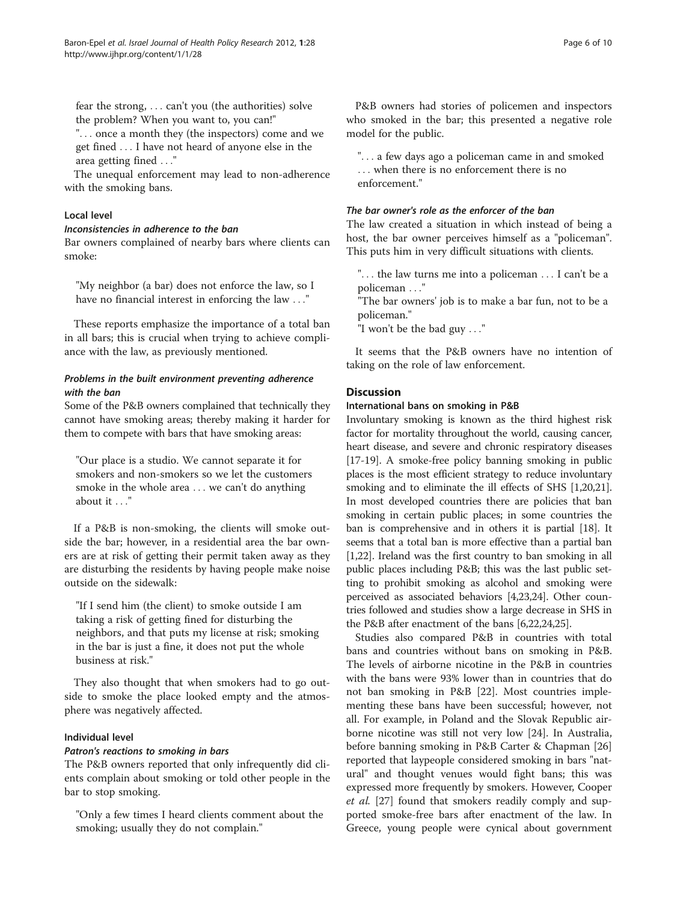fear the strong, . . . can't you (the authorities) solve the problem? When you want to, you can!"

". . . once a month they (the inspectors) come and we get fined . . . I have not heard of anyone else in the area getting fined . . ."

The unequal enforcement may lead to non-adherence with the smoking bans.

### Local level

#### *Inconsistencies in adherence to the ban*

Bar owners complained of nearby bars where clients can smoke:

> "My neighbor (a bar) does not enforce the law, so I have no financial interest in enforcing the law . . ."

These reports emphasize the importance of a total ban in all bars; this is crucial when trying to achieve compliance with the law, as previously mentioned.

#### *Problems in the built environment preventing adherence with the ban*

Some of the P&B owners complained that technically they cannot have smoking areas; thereby making it harder for them to compete with bars that have smoking areas:

> "Our place is a studio. We cannot separate it for smokers and non-smokers so we let the customers smoke in the whole area . . . we can't do anything about it . . ."

If a P&B is non-smoking, the clients will smoke outside the bar; however, in a residential area the bar owners are at risk of getting their permit taken away as they are disturbing the residents by having people make noise outside on the sidewalk:

> "If I send him (the client) to smoke outside I am taking a risk of getting fined for disturbing the neighbors, and that puts my license at risk; smoking in the bar is just a fine, it does not put the whole business at risk."

They also thought that when smokers had to go outside to smoke the place looked empty and the atmosphere was negatively affected.

### Individual level

#### *Patron's reactions to smoking in bars*

The P&B owners reported that only infrequently did clients complain about smoking or told other people in the bar to stop smoking.

> "Only a few times I heard clients comment about the smoking; usually they do not complain."

P&B owners had stories of policemen and inspectors who smoked in the bar; this presented a negative role model for the public.

> ". . . a few days ago a policeman came in and smoked . . . when there is no enforcement there is no enforcement."

#### *The bar owner's role as the enforcer of the ban*

The law created a situation in which instead of being a host, the bar owner perceives himself as a "policeman". This puts him in very difficult situations with clients.

> ". . . the law turns me into a policeman . . . I can't be a policeman . . ."
>
> "The bar owners' job is to make a bar fun, not to be a policeman."
>
> "I won't be the bad guy . . ."

It seems that the P&B owners have no intention of taking on the role of law enforcement.

## Discussion

### International bans on smoking in P&B

Involuntary smoking is known as the third highest risk factor for mortality throughout the world, causing cancer, heart disease, and severe and chronic respiratory diseases [17-19]. A smoke-free policy banning smoking in public places is the most efficient strategy to reduce involuntary smoking and to eliminate the ill effects of SHS [1,20,21]. In most developed countries there are policies that ban smoking in certain public places; in some countries the ban is comprehensive and in others it is partial [18]. It seems that a total ban is more effective than a partial ban [1,22]. Ireland was the first country to ban smoking in all public places including P&B; this was the last public setting to prohibit smoking as alcohol and smoking were perceived as associated behaviors [4,23,24]. Other countries followed and studies show a large decrease in SHS in the P&B after enactment of the bans [6,22,24,25].

Studies also compared P&B in countries with total bans and countries without bans on smoking in P&B. The levels of airborne nicotine in the P&B in countries with the bans were 93% lower than in countries that do not ban smoking in P&B [22]. Most countries implementing these bans have been successful; however, not all. For example, in Poland and the Slovak Republic airborne nicotine was still not very low [24]. In Australia, before banning smoking in P&B Carter & Chapman [26] reported that laypeople considered smoking in bars "natural" and thought venues would fight bans; this was expressed more frequently by smokers. However, Cooper *et al.* [27] found that smokers readily comply and supported smoke-free bars after enactment of the law. In Greece, young people were cynical about government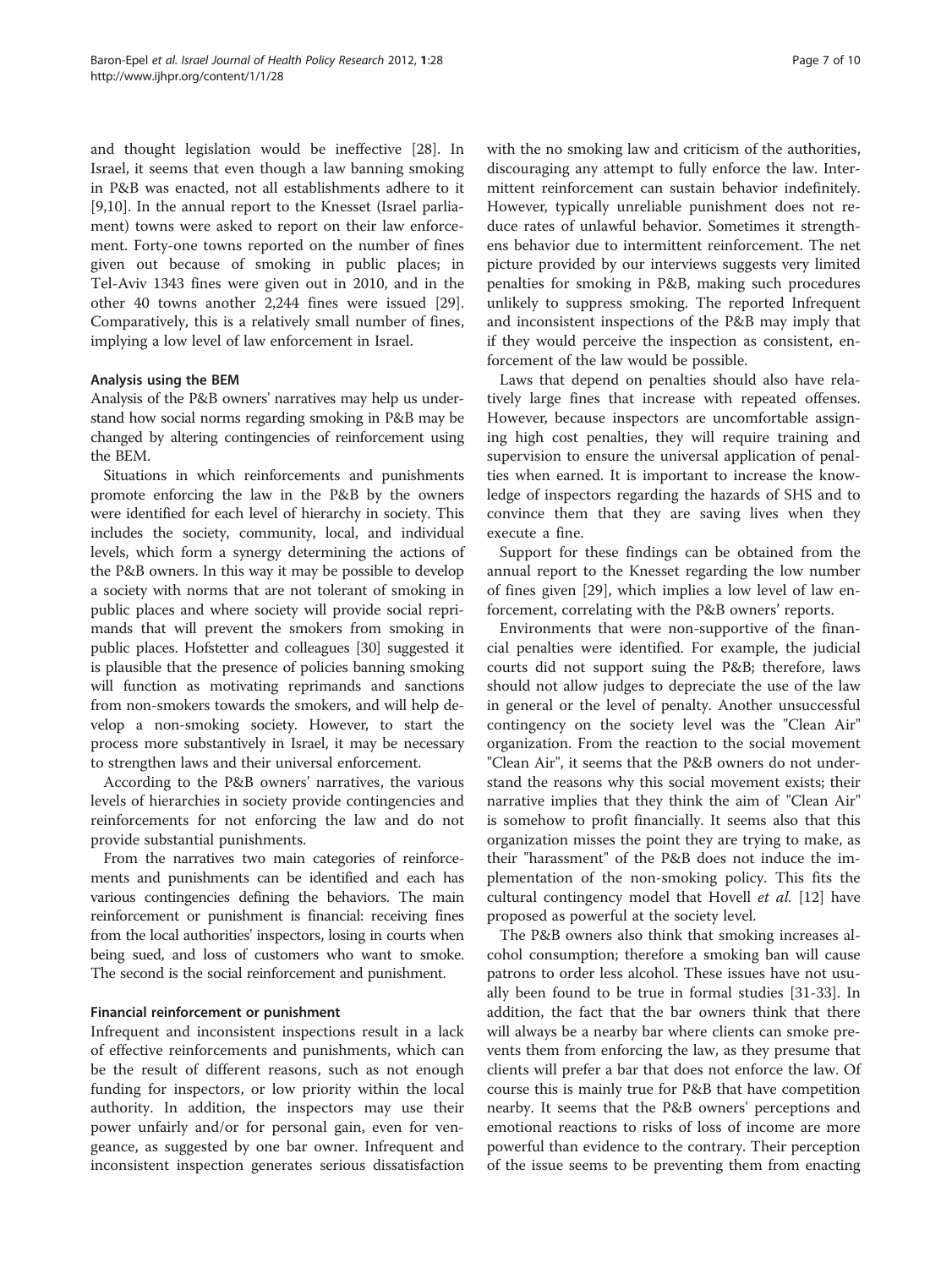and thought legislation would be ineffective [28]. In Israel, it seems that even though a law banning smoking in P&B was enacted, not all establishments adhere to it [9,10]. In the annual report to the Knesset (Israel parliament) towns were asked to report on their law enforcement. Forty-one towns reported on the number of fines given out because of smoking in public places; in Tel-Aviv 1343 fines were given out in 2010, and in the other 40 towns another 2,244 fines were issued [29]. Comparatively, this is a relatively small number of fines, implying a low level of law enforcement in Israel.

#### Analysis using the BEM

Analysis of the P&B owners' narratives may help us understand how social norms regarding smoking in P&B may be changed by altering contingencies of reinforcement using the BEM.

Situations in which reinforcements and punishments promote enforcing the law in the P&B by the owners were identified for each level of hierarchy in society. This includes the society, community, local, and individual levels, which form a synergy determining the actions of the P&B owners. In this way it may be possible to develop a society with norms that are not tolerant of smoking in public places and where society will provide social reprimands that will prevent the smokers from smoking in public places. Hofstetter and colleagues [30] suggested it is plausible that the presence of policies banning smoking will function as motivating reprimands and sanctions from non-smokers towards the smokers, and will help develop a non-smoking society. However, to start the process more substantively in Israel, it may be necessary to strengthen laws and their universal enforcement.

According to the P&B owners' narratives, the various levels of hierarchies in society provide contingencies and reinforcements for not enforcing the law and do not provide substantial punishments.

From the narratives two main categories of reinforcements and punishments can be identified and each has various contingencies defining the behaviors. The main reinforcement or punishment is financial: receiving fines from the local authorities' inspectors, losing in courts when being sued, and loss of customers who want to smoke. The second is the social reinforcement and punishment.

#### Financial reinforcement or punishment

Infrequent and inconsistent inspections result in a lack of effective reinforcements and punishments, which can be the result of different reasons, such as not enough funding for inspectors, or low priority within the local authority. In addition, the inspectors may use their power unfairly and/or for personal gain, even for vengeance, as suggested by one bar owner. Infrequent and inconsistent inspection generates serious dissatisfaction with the no smoking law and criticism of the authorities, discouraging any attempt to fully enforce the law. Intermittent reinforcement can sustain behavior indefinitely. However, typically unreliable punishment does not reduce rates of unlawful behavior. Sometimes it strengthens behavior due to intermittent reinforcement. The net picture provided by our interviews suggests very limited penalties for smoking in P&B, making such procedures unlikely to suppress smoking. The reported Infrequent and inconsistent inspections of the P&B may imply that if they would perceive the inspection as consistent, enforcement of the law would be possible.

Laws that depend on penalties should also have relatively large fines that increase with repeated offenses. However, because inspectors are uncomfortable assigning high cost penalties, they will require training and supervision to ensure the universal application of penalties when earned. It is important to increase the knowledge of inspectors regarding the hazards of SHS and to convince them that they are saving lives when they execute a fine.

Support for these findings can be obtained from the annual report to the Knesset regarding the low number of fines given [29], which implies a low level of law enforcement, correlating with the P&B owners' reports.

Environments that were non-supportive of the financial penalties were identified. For example, the judicial courts did not support suing the P&B; therefore, laws should not allow judges to depreciate the use of the law in general or the level of penalty. Another unsuccessful contingency on the society level was the "Clean Air" organization. From the reaction to the social movement "Clean Air", it seems that the P&B owners do not understand the reasons why this social movement exists; their narrative implies that they think the aim of "Clean Air" is somehow to profit financially. It seems also that this organization misses the point they are trying to make, as their "harassment" of the P&B does not induce the implementation of the non-smoking policy. This fits the cultural contingency model that Hovell *et al.* [12] have proposed as powerful at the society level.

The P&B owners also think that smoking increases alcohol consumption; therefore a smoking ban will cause patrons to order less alcohol. These issues have not usually been found to be true in formal studies [31-33]. In addition, the fact that the bar owners think that there will always be a nearby bar where clients can smoke prevents them from enforcing the law, as they presume that clients will prefer a bar that does not enforce the law. Of course this is mainly true for P&B that have competition nearby. It seems that the P&B owners' perceptions and emotional reactions to risks of loss of income are more powerful than evidence to the contrary. Their perception of the issue seems to be preventing them from enacting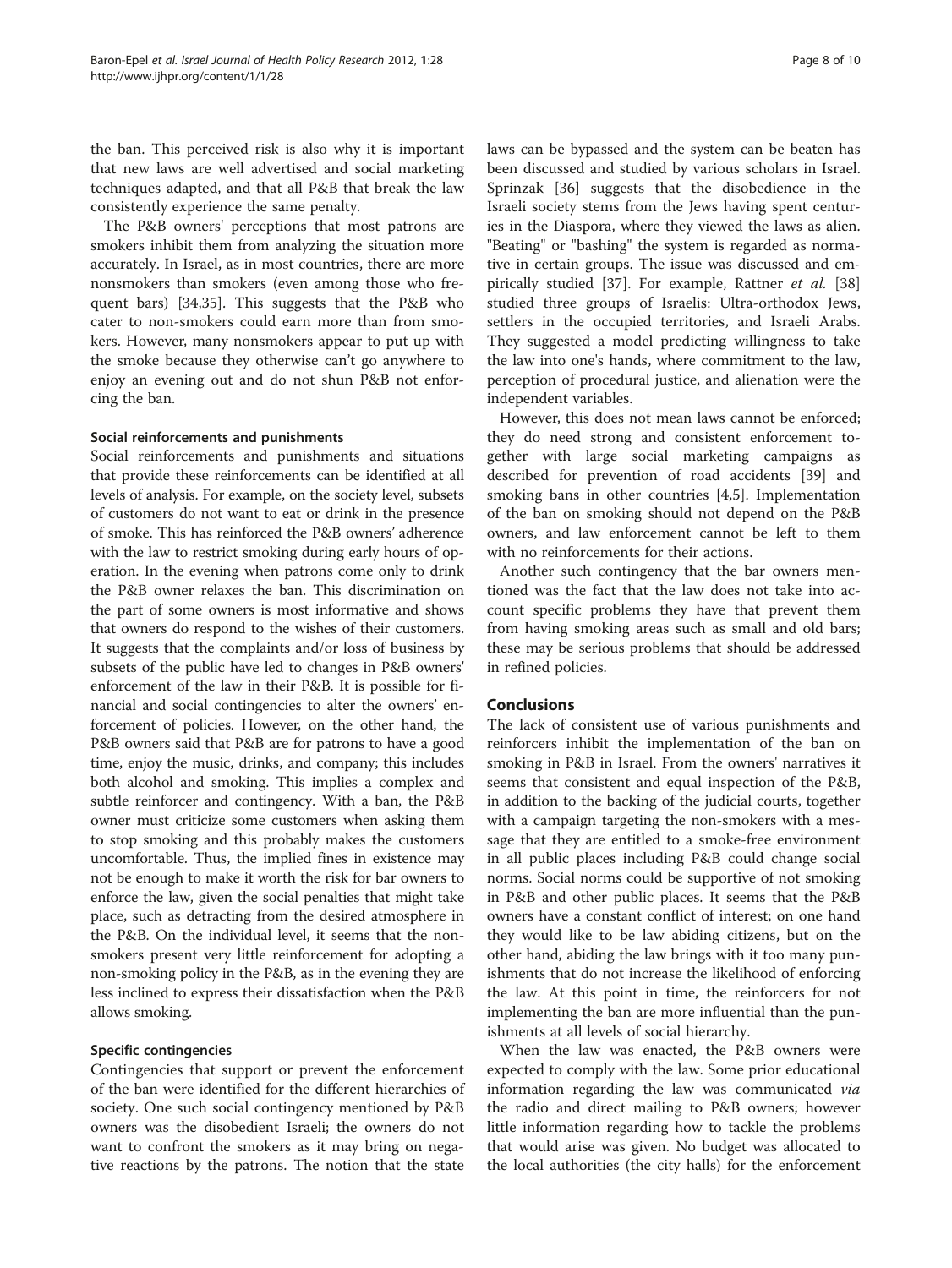the ban. This perceived risk is also why it is important that new laws are well advertised and social marketing techniques adapted, and that all P&B that break the law consistently experience the same penalty.

The P&B owners' perceptions that most patrons are smokers inhibit them from analyzing the situation more accurately. In Israel, as in most countries, there are more nonsmokers than smokers (even among those who frequent bars) [34,35]. This suggests that the P&B who cater to non-smokers could earn more than from smokers. However, many nonsmokers appear to put up with the smoke because they otherwise can't go anywhere to enjoy an evening out and do not shun P&B not enforcing the ban.

#### Social reinforcements and punishments

Social reinforcements and punishments and situations that provide these reinforcements can be identified at all levels of analysis. For example, on the society level, subsets of customers do not want to eat or drink in the presence of smoke. This has reinforced the P&B owners' adherence with the law to restrict smoking during early hours of operation. In the evening when patrons come only to drink the P&B owner relaxes the ban. This discrimination on the part of some owners is most informative and shows that owners do respond to the wishes of their customers. It suggests that the complaints and/or loss of business by subsets of the public have led to changes in P&B owners' enforcement of the law in their P&B. It is possible for financial and social contingencies to alter the owners' enforcement of policies. However, on the other hand, the P&B owners said that P&B are for patrons to have a good time, enjoy the music, drinks, and company; this includes both alcohol and smoking. This implies a complex and subtle reinforcer and contingency. With a ban, the P&B owner must criticize some customers when asking them to stop smoking and this probably makes the customers uncomfortable. Thus, the implied fines in existence may not be enough to make it worth the risk for bar owners to enforce the law, given the social penalties that might take place, such as detracting from the desired atmosphere in the P&B. On the individual level, it seems that the nonsmokers present very little reinforcement for adopting a non-smoking policy in the P&B, as in the evening they are less inclined to express their dissatisfaction when the P&B allows smoking.

#### Specific contingencies

Contingencies that support or prevent the enforcement of the ban were identified for the different hierarchies of society. One such social contingency mentioned by P&B owners was the disobedient Israeli; the owners do not want to confront the smokers as it may bring on negative reactions by the patrons. The notion that the state laws can be bypassed and the system can be beaten has been discussed and studied by various scholars in Israel. Sprinzak [36] suggests that the disobedience in the Israeli society stems from the Jews having spent centuries in the Diaspora, where they viewed the laws as alien. "Beating" or "bashing" the system is regarded as normative in certain groups. The issue was discussed and empirically studied [37]. For example, Rattner *et al.* [38] studied three groups of Israelis: Ultra-orthodox Jews, settlers in the occupied territories, and Israeli Arabs. They suggested a model predicting willingness to take the law into one's hands, where commitment to the law, perception of procedural justice, and alienation were the independent variables.

However, this does not mean laws cannot be enforced; they do need strong and consistent enforcement together with large social marketing campaigns as described for prevention of road accidents [39] and smoking bans in other countries [4,5]. Implementation of the ban on smoking should not depend on the P&B owners, and law enforcement cannot be left to them with no reinforcements for their actions.

Another such contingency that the bar owners mentioned was the fact that the law does not take into account specific problems they have that prevent them from having smoking areas such as small and old bars; these may be serious problems that should be addressed in refined policies.

## Conclusions

The lack of consistent use of various punishments and reinforcers inhibit the implementation of the ban on smoking in P&B in Israel. From the owners' narratives it seems that consistent and equal inspection of the P&B, in addition to the backing of the judicial courts, together with a campaign targeting the non-smokers with a message that they are entitled to a smoke-free environment in all public places including P&B could change social norms. Social norms could be supportive of not smoking in P&B and other public places. It seems that the P&B owners have a constant conflict of interest; on one hand they would like to be law abiding citizens, but on the other hand, abiding the law brings with it too many punishments that do not increase the likelihood of enforcing the law. At this point in time, the reinforcers for not implementing the ban are more influential than the punishments at all levels of social hierarchy.

When the law was enacted, the P&B owners were expected to comply with the law. Some prior educational information regarding the law was communicated *via* the radio and direct mailing to P&B owners; however little information regarding how to tackle the problems that would arise was given. No budget was allocated to the local authorities (the city halls) for the enforcement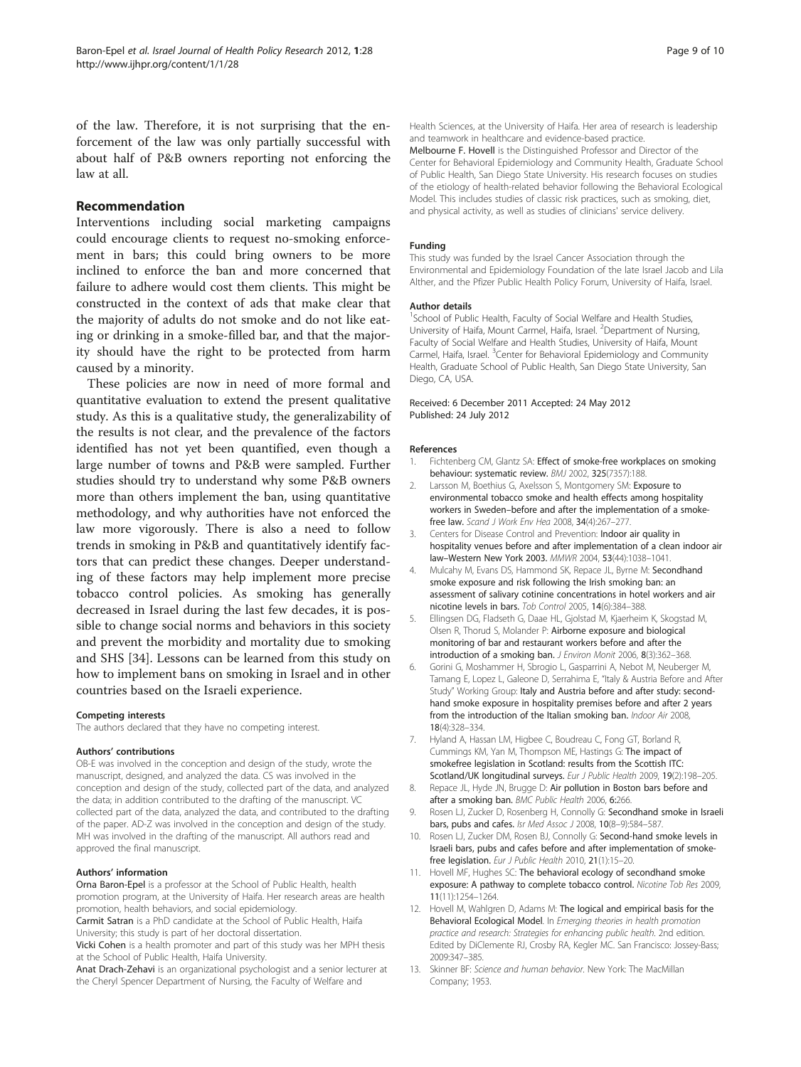of the law. Therefore, it is not surprising that the enforcement of the law was only partially successful with about half of P&B owners reporting not enforcing the law at all.

## Recommendation

Interventions including social marketing campaigns could encourage clients to request no-smoking enforcement in bars; this could bring owners to be more inclined to enforce the ban and more concerned that failure to adhere would cost them clients. This might be constructed in the context of ads that make clear that the majority of adults do not smoke and do not like eating or drinking in a smoke-filled bar, and that the majority should have the right to be protected from harm caused by a minority.

These policies are now in need of more formal and quantitative evaluation to extend the present qualitative study. As this is a qualitative study, the generalizability of the results is not clear, and the prevalence of the factors identified has not yet been quantified, even though a large number of towns and P&B were sampled. Further studies should try to understand why some P&B owners more than others implement the ban, using quantitative methodology, and why authorities have not enforced the law more vigorously. There is also a need to follow trends in smoking in P&B and quantitatively identify factors that can predict these changes. Deeper understanding of these factors may help implement more precise tobacco control policies. As smoking has generally decreased in Israel during the last few decades, it is possible to change social norms and behaviors in this society and prevent the morbidity and mortality due to smoking and SHS [34]. Lessons can be learned from this study on how to implement bans on smoking in Israel and in other countries based on the Israeli experience.

#### Competing interests

The authors declared that they have no competing interest.

#### Authors' contributions

OB-E was involved in the conception and design of the study, wrote the manuscript, designed, and analyzed the data. CS was involved in the conception and design of the study, collected part of the data, and analyzed the data; in addition contributed to the drafting of the manuscript. VC collected part of the data, analyzed the data, and contributed to the drafting of the paper. AD-Z was involved in the conception and design of the study. MH was involved in the drafting of the manuscript. All authors read and approved the final manuscript.

#### Authors' information

**Orna Baron-Epel** is a professor at the School of Public Health, health promotion program, at the University of Haifa. Her research areas are health promotion, health behaviors, and social epidemiology.

**Carmit Satran** is a PhD candidate at the School of Public Health, Haifa University; this study is part of her doctoral dissertation.

**Vicki Cohen** is a health promoter and part of this study was her MPH thesis at the School of Public Health, Haifa University.

**Anat Drach-Zehavi** is an organizational psychologist and a senior lecturer at the Cheryl Spencer Department of Nursing, the Faculty of Welfare and Health Sciences, at the University of Haifa. Her area of research is leadership and teamwork in healthcare and evidence-based practice.

**Melbourne F. Hovell** is the Distinguished Professor and Director of the Center for Behavioral Epidemiology and Community Health, Graduate School of Public Health, San Diego State University. His research focuses on studies of the etiology of health-related behavior following the Behavioral Ecological Model. This includes studies of classic risk practices, such as smoking, diet, and physical activity, as well as studies of clinicians' service delivery.

#### Funding

This study was funded by the Israel Cancer Association through the Environmental and Epidemiology Foundation of the late Israel Jacob and Lila Alther, and the Pfizer Public Health Policy Forum, University of Haifa, Israel.

#### Author details

[1]School of Public Health, Faculty of Social Welfare and Health Studies, University of Haifa, Mount Carmel, Haifa, Israel. [2]Department of Nursing, Faculty of Social Welfare and Health Studies, University of Haifa, Mount Carmel, Haifa, Israel. [3]Center for Behavioral Epidemiology and Community Health, Graduate School of Public Health, San Diego State University, San Diego, CA, USA.

Received: 6 December 2011 Accepted: 24 May 2012
Published: 24 July 2012

#### References

1. Fichtenberg CM, Glantz SA: **Effect of smoke-free workplaces on smoking behaviour: systematic review.** *BMJ* 2002, **325**(7357):188.
2. Larsson M, Boethius G, Axelsson S, Montgomery SM: **Exposure to environmental tobacco smoke and health effects among hospitality workers in Sweden–before and after the implementation of a smoke-free law.** *Scand J Work Env Hea* 2008, **34**(4):267–277.
3. Centers for Disease Control and Prevention: **Indoor air quality in hospitality venues before and after implementation of a clean indoor air law–Western New York 2003.** *MMWR* 2004, **53**(44):1038–1041.
4. Mulcahy M, Evans DS, Hammond SK, Repace JL, Byrne M: **Secondhand smoke exposure and risk following the Irish smoking ban: an assessment of salivary cotinine concentrations in hotel workers and air nicotine levels in bars.** *Tob Control* 2005, **14**(6):384–388.
5. Ellingsen DG, Fladseth G, Daae HL, Gjolstad M, Kjaerheim K, Skogstad M, Olsen R, Thorud S, Molander P: **Airborne exposure and biological monitoring of bar and restaurant workers before and after the introduction of a smoking ban.** *J Environ Monit* 2006, **8**(3):362–368.
6. Gorini G, Moshammer H, Sbrogio L, Gasparrini A, Nebot M, Neuberger M, Tamang E, Lopez L, Galeone D, Serrahima E, "Italy & Austria Before and After Study" Working Group: **Italy and Austria before and after study: second-hand smoke exposure in hospitality premises before and after 2 years from the introduction of the Italian smoking ban.** *Indoor Air* 2008, **18**(4):328–334.
7. Hyland A, Hassan LM, Higbee C, Boudreau C, Fong GT, Borland R, Cummings KM, Yan M, Thompson ME, Hastings G: **The impact of smokefree legislation in Scotland: results from the Scottish ITC: Scotland/UK longitudinal surveys.** *Eur J Public Health* 2009, **19**(2):198–205.
8. Repace JL, Hyde JN, Brugge D: **Air pollution in Boston bars before and after a smoking ban.** *BMC Public Health* 2006, **6**:266.
9. Rosen LJ, Zucker D, Rosenberg H, Connolly G: **Secondhand smoke in Israeli bars, pubs and cafes.** *Isr Med Assoc J* 2008, **10**(8–9):584–587.
10. Rosen LJ, Zucker DM, Rosen BJ, Connolly G: **Second-hand smoke levels in Israeli bars, pubs and cafes before and after implementation of smoke-free legislation.** *Eur J Public Health* 2010, **21**(1):15–20.
11. Hovell MF, Hughes SC: **The behavioral ecology of secondhand smoke exposure: A pathway to complete tobacco control.** *Nicotine Tob Res* 2009, **11**(11):1254–1264.
12. Hovell M, Wahlgren D, Adams M: **The logical and empirical basis for the Behavioral Ecological Model.** In *Emerging theories in health promotion practice and research: Strategies for enhancing public health.* 2nd edition. Edited by DiClemente RJ, Crosby RA, Kegler MC. San Francisco: Jossey-Bass; 2009:347–385.
13. Skinner BF: *Science and human behavior.* New York: The MacMillan Company; 1953.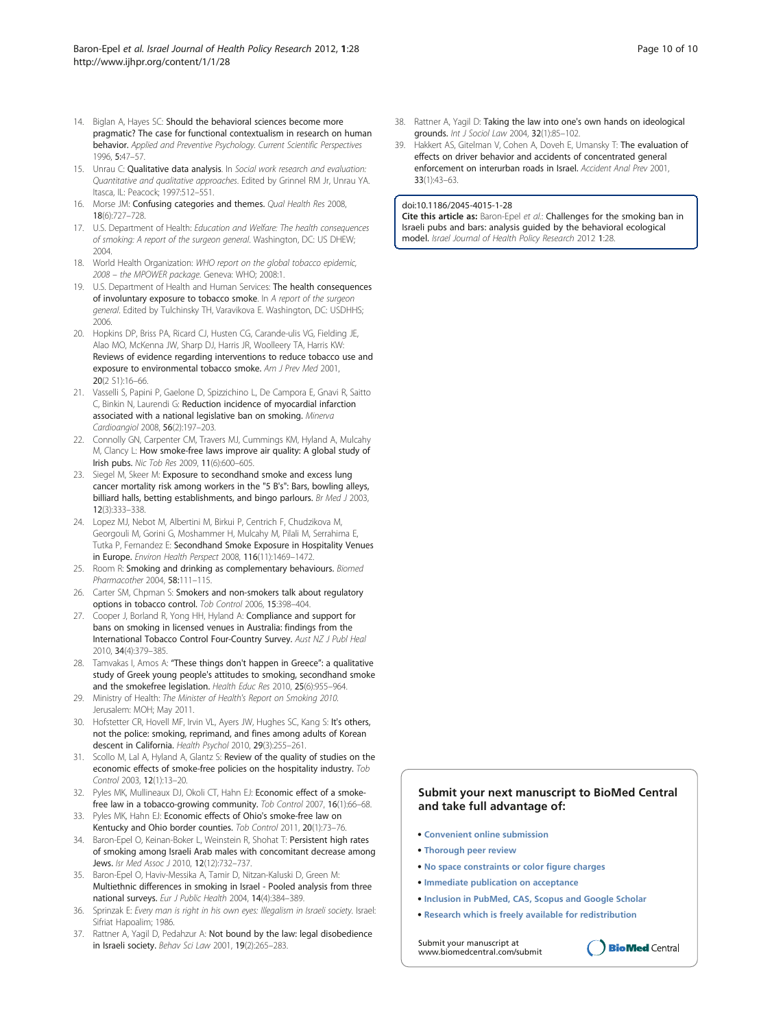14. Biglan A, Hayes SC: **Should the behavioral sciences become more pragmatic? The case for functional contextualism in research on human behavior.** *Applied and Preventive Psychology. Current Scientific Perspectives* 1996, **5**:47–57.
15. Unrau C: **Qualitative data analysis**. In *Social work research and evaluation: Quantitative and qualitative approaches*. Edited by Grinnel RM Jr, Unrau YA. Itasca, IL: Peacock; 1997:512–551.
16. Morse JM: **Confusing categories and themes.** *Qual Health Res* 2008, **18**(6):727–728.
17. U.S. Department of Health: *Education and Welfare: The health consequences of smoking: A report of the surgeon general*. Washington, DC: US DHEW; 2004.
18. World Health Organization: *WHO report on the global tobacco epidemic, 2008 – the MPOWER package*. Geneva: WHO; 2008:1.
19. U.S. Department of Health and Human Services: **The health consequences of involuntary exposure to tobacco smoke**. In *A report of the surgeon general*. Edited by Tulchinsky TH, Varavikova E. Washington, DC: USDHHS; 2006.
20. Hopkins DP, Briss PA, Ricard CJ, Husten CG, Carande-ulis VG, Fielding JE, Alao MO, McKenna JW, Sharp DJ, Harris JR, Woolleery TA, Harris KW: **Reviews of evidence regarding interventions to reduce tobacco use and exposure to environmental tobacco smoke.** *Am J Prev Med* 2001, **20**(2 S1):16–66.
21. Vasselli S, Papini P, Gaelone D, Spizzichino L, De Campora E, Gnavi R, Saitto C, Binkin N, Laurendi G: **Reduction incidence of myocardial infarction associated with a national legislative ban on smoking.** *Minerva Cardioangiol* 2008, **56**(2):197–203.
22. Connolly GN, Carpenter CM, Travers MJ, Cummings KM, Hyland A, Mulcahy M, Clancy L: **How smoke-free laws improve air quality: A global study of Irish pubs.** *Nic Tob Res* 2009, **11**(6):600–605.
23. Siegel M, Skeer M: **Exposure to secondhand smoke and excess lung cancer mortality risk among workers in the "5 B's": Bars, bowling alleys, billiard halls, betting establishments, and bingo parlours.** *Br Med J* 2003, **12**(3):333–338.
24. Lopez MJ, Nebot M, Albertini M, Birkui P, Centrich F, Chudzikova M, Georgouli M, Gorini G, Moshammer H, Mulcahy M, Pilali M, Serrahima E, Tutka P, Fernandez E: **Secondhand Smoke Exposure in Hospitality Venues in Europe.** *Environ Health Perspect* 2008, **116**(11):1469–1472.
25. Room R: **Smoking and drinking as complementary behaviours.** *Biomed Pharmacother* 2004, **58**:111–115.
26. Carter SM, Chpman S: **Smokers and non-smokers talk about regulatory options in tobacco control.** *Tob Control* 2006, **15**:398–404.
27. Cooper J, Borland R, Yong HH, Hyland A: **Compliance and support for bans on smoking in licensed venues in Australia: findings from the International Tobacco Control Four-Country Survey.** *Aust NZ J Publ Heal* 2010, **34**(4):379–385.
28. Tamvakas I, Amos A: **"These things don't happen in Greece": a qualitative study of Greek young people's attitudes to smoking, secondhand smoke and the smokefree legislation.** *Health Educ Res* 2010, **25**(6):955–964.
29. Ministry of Health: *The Minister of Health's Report on Smoking 2010*. Jerusalem: MOH; May 2011.
30. Hofstetter CR, Hovell MF, Irvin VL, Ayers JW, Hughes SC, Kang S: **It's others, not the police: smoking, reprimand, and fines among adults of Korean descent in California.** *Health Psychol* 2010, **29**(3):255–261.
31. Scollo M, Lal A, Hyland A, Glantz S: **Review of the quality of studies on the economic effects of smoke-free policies on the hospitality industry.** *Tob Control* 2003, **12**(1):13–20.
32. Pyles MK, Mullineaux DJ, Okoli CT, Hahn EJ: **Economic effect of a smoke-free law in a tobacco-growing community.** *Tob Control* 2007, **16**(1):66–68.
33. Pyles MK, Hahn EJ: **Economic effects of Ohio's smoke-free law on Kentucky and Ohio border counties.** *Tob Control* 2011, **20**(1):73–76.
34. Baron-Epel O, Keinan-Boker L, Weinstein R, Shohat T: **Persistent high rates of smoking among Israeli Arab males with concomitant decrease among Jews.** *Isr Med Assoc J* 2010, **12**(12):732–737.
35. Baron-Epel O, Haviv-Messika A, Tamir D, Nitzan-Kaluski D, Green M: **Multiethnic differences in smoking in Israel - Pooled analysis from three national surveys.** *Eur J Public Health* 2004, **14**(4):384–389.
36. Sprinzak E: *Every man is right in his own eyes: Illegalism in Israeli society*. Israel: Sifriat Hapoalim; 1986.
37. Rattner A, Yagil D, Pedahzur A: **Not bound by the law: legal disobedience in Israeli society.** *Behav Sci Law* 2001, **19**(2):265–283.
38. Rattner A, Yagil D: **Taking the law into one's own hands on ideological grounds.** *Int J Sociol Law* 2004, **32**(1):85–102.
39. Hakkert AS, Gitelman V, Cohen A, Doveh E, Umansky T: **The evaluation of effects on driver behavior and accidents of concentrated general enforcement on interurban roads in Israel.** *Accident Anal Prev* 2001, **33**(1):43–63.

doi:10.1186/2045-4015-1-28
**Cite this article as:** Baron-Epel *et al.*: Challenges for the smoking ban in Israeli pubs and bars: analysis guided by the behavioral ecological model. *Israel Journal of Health Policy Research* 2012 **1**:28.

**Submit your next manuscript to BioMed Central and take full advantage of:**

- **Convenient online submission**
- **Thorough peer review**
- **No space constraints or color figure charges**
- **Immediate publication on acceptance**
- **Inclusion in PubMed, CAS, Scopus and Google Scholar**
- **Research which is freely available for redistribution**

Submit your manuscript at
www.biomedcentral.com/submit

BioMed Central